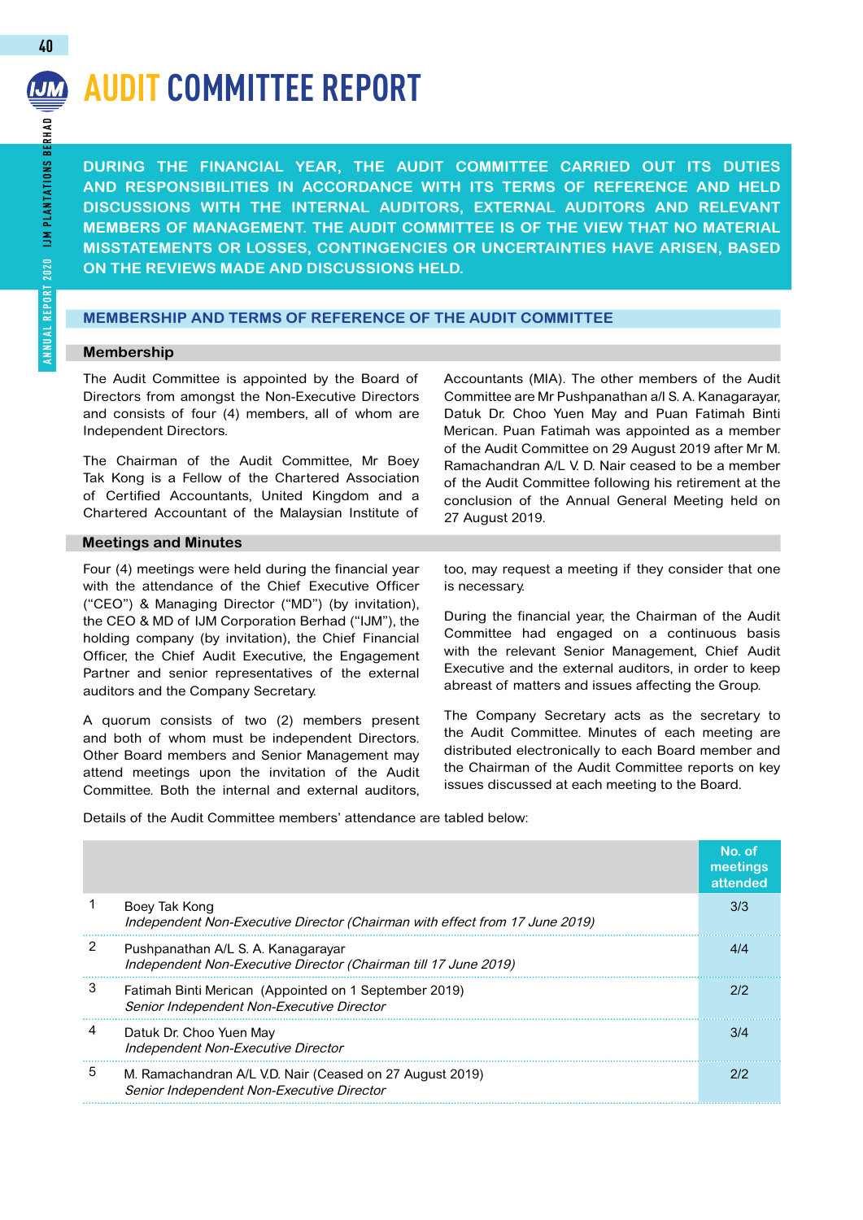# AUDIT COMMITTEE REPORT

**DURING THE FINANCIAL YEAR, THE AUDIT COMMITTEE CARRIED OUT ITS DUTIES AND RESPONSIBILITIES IN ACCORDANCE WITH ITS TERMS OF REFERENCE AND HELD DISCUSSIONS WITH THE INTERNAL AUDITORS, EXTERNAL AUDITORS AND RELEVANT MEMBERS OF MANAGEMENT. THE AUDIT COMMITTEE IS OF THE VIEW THAT NO MATERIAL MISSTATEMENTS OR LOSSES, CONTINGENCIES OR UNCERTAINTIES HAVE ARISEN, BASED ON THE REVIEWS MADE AND DISCUSSIONS HELD.**

## MEMBERSHIP AND TERMS OF REFERENCE OF THE AUDIT COMMITTEE

### Membership

The Audit Committee is appointed by the Board of Directors from amongst the Non-Executive Directors and consists of four (4) members, all of whom are Independent Directors.

The Chairman of the Audit Committee, Mr Boey Tak Kong is a Fellow of the Chartered Association of Certified Accountants, United Kingdom and a Chartered Accountant of the Malaysian Institute of Accountants (MIA). The other members of the Audit Committee are Mr Pushpanathan a/l S. A. Kanagarayar, Datuk Dr. Choo Yuen May and Puan Fatimah Binti Merican. Puan Fatimah was appointed as a member of the Audit Committee on 29 August 2019 after Mr M. Ramachandran A/L V. D. Nair ceased to be a member of the Audit Committee following his retirement at the conclusion of the Annual General Meeting held on 27 August 2019.

### Meetings and Minutes

Four (4) meetings were held during the financial year with the attendance of the Chief Executive Officer ("CEO") & Managing Director ("MD") (by invitation), the CEO & MD of IJM Corporation Berhad ("IJM"), the holding company (by invitation), the Chief Financial Officer, the Chief Audit Executive, the Engagement Partner and senior representatives of the external auditors and the Company Secretary.

A quorum consists of two (2) members present and both of whom must be independent Directors. Other Board members and Senior Management may attend meetings upon the invitation of the Audit Committee. Both the internal and external auditors, too, may request a meeting if they consider that one is necessary.

During the financial year, the Chairman of the Audit Committee had engaged on a continuous basis with the relevant Senior Management, Chief Audit Executive and the external auditors, in order to keep abreast of matters and issues affecting the Group.

The Company Secretary acts as the secretary to the Audit Committee. Minutes of each meeting are distributed electronically to each Board member and the Chairman of the Audit Committee reports on key issues discussed at each meeting to the Board.

Details of the Audit Committee members' attendance are tabled below:

| | | No. of meetings attended |
|---|---|---|
| 1 | Boey Tak Kong<br>*Independent Non-Executive Director (Chairman with effect from 17 June 2019)* | 3/3 |
| 2 | Pushpanathan A/L S. A. Kanagarayar<br>*Independent Non-Executive Director (Chairman till 17 June 2019)* | 4/4 |
| 3 | Fatimah Binti Merican (Appointed on 1 September 2019)<br>*Senior Independent Non-Executive Director* | 2/2 |
| 4 | Datuk Dr. Choo Yuen May<br>*Independent Non-Executive Director* | 3/4 |
| 5 | M. Ramachandran A/L V.D. Nair (Ceased on 27 August 2019)<br>*Senior Independent Non-Executive Director* | 2/2 |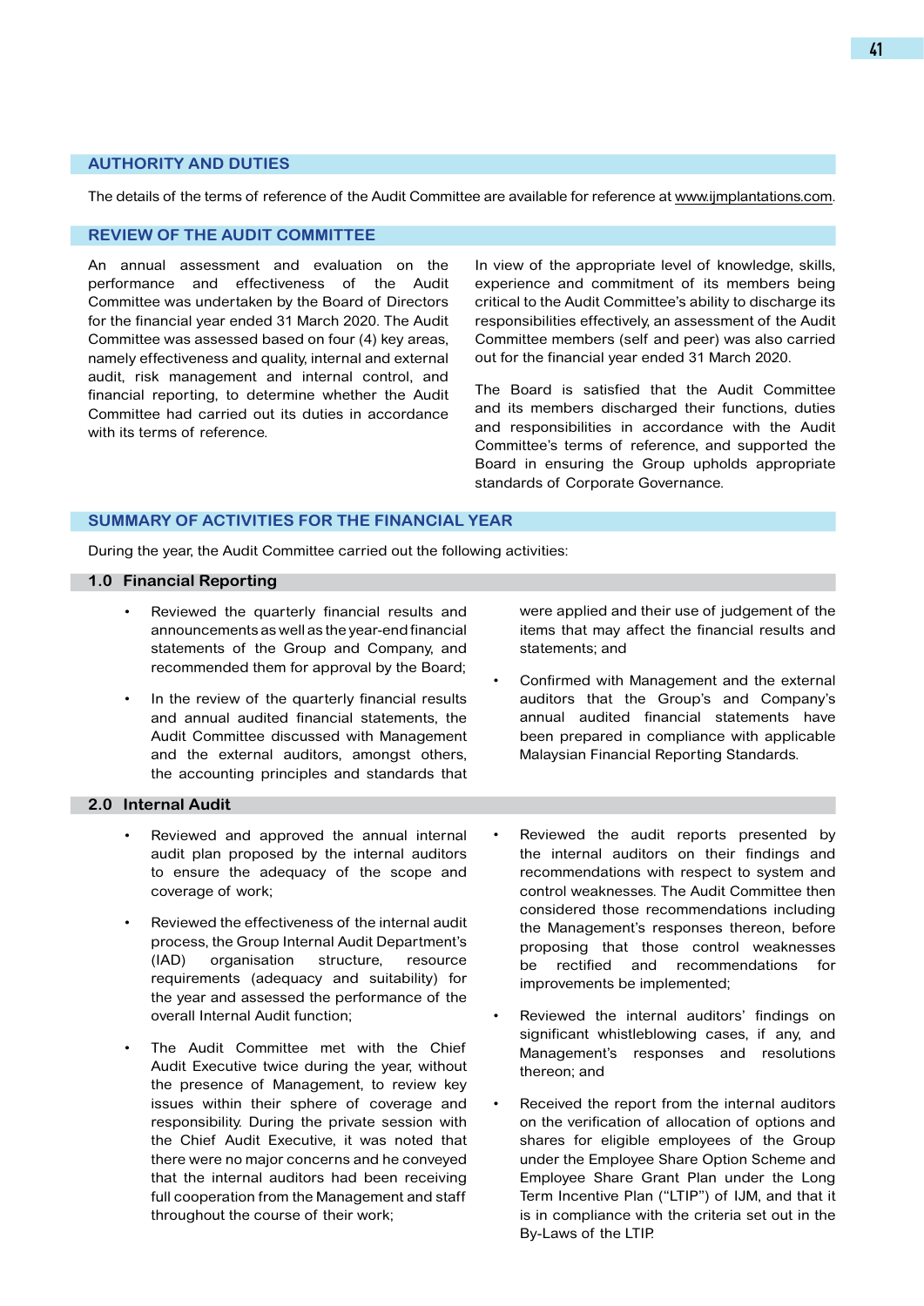## AUTHORITY AND DUTIES

The details of the terms of reference of the Audit Committee are available for reference at www.ijmplantations.com.

## REVIEW OF THE AUDIT COMMITTEE

An annual assessment and evaluation on the performance and effectiveness of the Audit Committee was undertaken by the Board of Directors for the financial year ended 31 March 2020. The Audit Committee was assessed based on four (4) key areas, namely effectiveness and quality, internal and external audit, risk management and internal control, and financial reporting, to determine whether the Audit Committee had carried out its duties in accordance with its terms of reference.

In view of the appropriate level of knowledge, skills, experience and commitment of its members being critical to the Audit Committee's ability to discharge its responsibilities effectively, an assessment of the Audit Committee members (self and peer) was also carried out for the financial year ended 31 March 2020.

The Board is satisfied that the Audit Committee and its members discharged their functions, duties and responsibilities in accordance with the Audit Committee's terms of reference, and supported the Board in ensuring the Group upholds appropriate standards of Corporate Governance.

## SUMMARY OF ACTIVITIES FOR THE FINANCIAL YEAR

During the year, the Audit Committee carried out the following activities:

### 1.0 Financial Reporting

- Reviewed the quarterly financial results and announcements as well as the year-end financial statements of the Group and Company, and recommended them for approval by the Board;
- In the review of the quarterly financial results and annual audited financial statements, the Audit Committee discussed with Management and the external auditors, amongst others, the accounting principles and standards that were applied and their use of judgement of the items that may affect the financial results and statements; and
- Confirmed with Management and the external auditors that the Group's and Company's annual audited financial statements have been prepared in compliance with applicable Malaysian Financial Reporting Standards.

### 2.0 Internal Audit

- Reviewed and approved the annual internal audit plan proposed by the internal auditors to ensure the adequacy of the scope and coverage of work;
- Reviewed the effectiveness of the internal audit process, the Group Internal Audit Department's (IAD) organisation structure, resource requirements (adequacy and suitability) for the year and assessed the performance of the overall Internal Audit function;
- The Audit Committee met with the Chief Audit Executive twice during the year, without the presence of Management, to review key issues within their sphere of coverage and responsibility. During the private session with the Chief Audit Executive, it was noted that there were no major concerns and he conveyed that the internal auditors had been receiving full cooperation from the Management and staff throughout the course of their work;
- Reviewed the audit reports presented by the internal auditors on their findings and recommendations with respect to system and control weaknesses. The Audit Committee then considered those recommendations including the Management's responses thereon, before proposing that those control weaknesses be rectified and recommendations for improvements be implemented;
- Reviewed the internal auditors' findings on significant whistleblowing cases, if any, and Management's responses and resolutions thereon; and
- Received the report from the internal auditors on the verification of allocation of options and shares for eligible employees of the Group under the Employee Share Option Scheme and Employee Share Grant Plan under the Long Term Incentive Plan ("LTIP") of IJM, and that it is in compliance with the criteria set out in the By-Laws of the LTIP.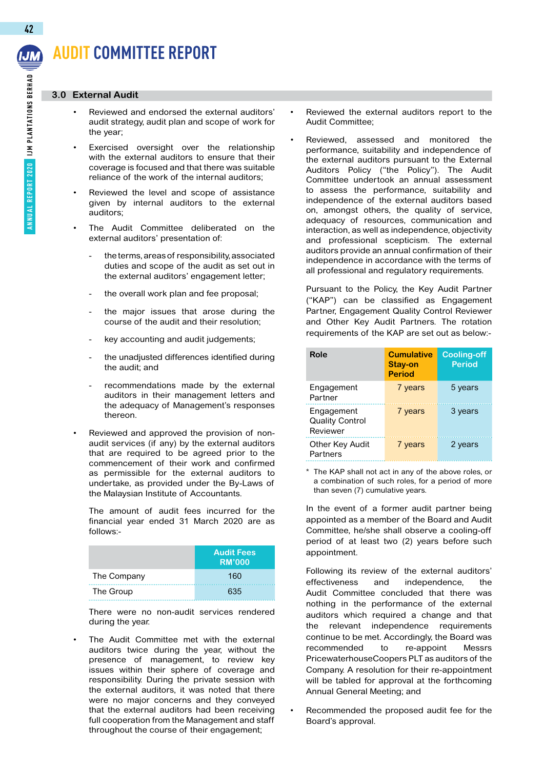# AUDIT COMMITTEE REPORT

## 3.0 External Audit

- Reviewed and endorsed the external auditors' audit strategy, audit plan and scope of work for the year;
- Exercised oversight over the relationship with the external auditors to ensure that their coverage is focused and that there was suitable reliance of the work of the internal auditors;
- Reviewed the level and scope of assistance given by internal auditors to the external auditors;
- The Audit Committee deliberated on the external auditors' presentation of:
  - the terms, areas of responsibility, associated duties and scope of the audit as set out in the external auditors' engagement letter;
  - the overall work plan and fee proposal;
  - the major issues that arose during the course of the audit and their resolution;
  - key accounting and audit judgements;
  - the unadjusted differences identified during the audit; and
  - recommendations made by the external auditors in their management letters and the adequacy of Management's responses thereon.
- Reviewed and approved the provision of non-audit services (if any) by the external auditors that are required to be agreed prior to the commencement of their work and confirmed as permissible for the external auditors to undertake, as provided under the By-Laws of the Malaysian Institute of Accountants.

  The amount of audit fees incurred for the financial year ended 31 March 2020 are as follows:-

  | | Audit Fees RM'000 |
  |---|---|
  | The Company | 160 |
  | The Group | 635 |

  There were no non-audit services rendered during the year.
- The Audit Committee met with the external auditors twice during the year, without the presence of management, to review key issues within their sphere of coverage and responsibility. During the private session with the external auditors, it was noted that there were no major concerns and they conveyed that the external auditors had been receiving full cooperation from the Management and staff throughout the course of their engagement;
- Reviewed the external auditors report to the Audit Committee;
- Reviewed, assessed and monitored the performance, suitability and independence of the external auditors pursuant to the External Auditors Policy ("the Policy"). The Audit Committee undertook an annual assessment to assess the performance, suitability and independence of the external auditors based on, amongst others, the quality of service, adequacy of resources, communication and interaction, as well as independence, objectivity and professional scepticism. The external auditors provide an annual confirmation of their independence in accordance with the terms of all professional and regulatory requirements.

  Pursuant to the Policy, the Key Audit Partner ("KAP") can be classified as Engagement Partner, Engagement Quality Control Reviewer and Other Key Audit Partners. The rotation requirements of the KAP are set out as below:-

  | Role | Cumulative Stay-on Period | Cooling-off Period |
  |---|---|---|
  | Engagement Partner | 7 years | 5 years |
  | Engagement Quality Control Reviewer | 7 years | 3 years |
  | Other Key Audit Partners | 7 years | 2 years |

  \* The KAP shall not act in any of the above roles, or a combination of such roles, for a period of more than seven (7) cumulative years.

  In the event of a former audit partner being appointed as a member of the Board and Audit Committee, he/she shall observe a cooling-off period of at least two (2) years before such appointment.

  Following its review of the external auditors' effectiveness and independence, the Audit Committee concluded that there was nothing in the performance of the external auditors which required a change and that the relevant independence requirements continue to be met. Accordingly, the Board was recommended to re-appoint Messrs PricewaterhouseCoopers PLT as auditors of the Company. A resolution for their re-appointment will be tabled for approval at the forthcoming Annual General Meeting; and
- Recommended the proposed audit fee for the Board's approval.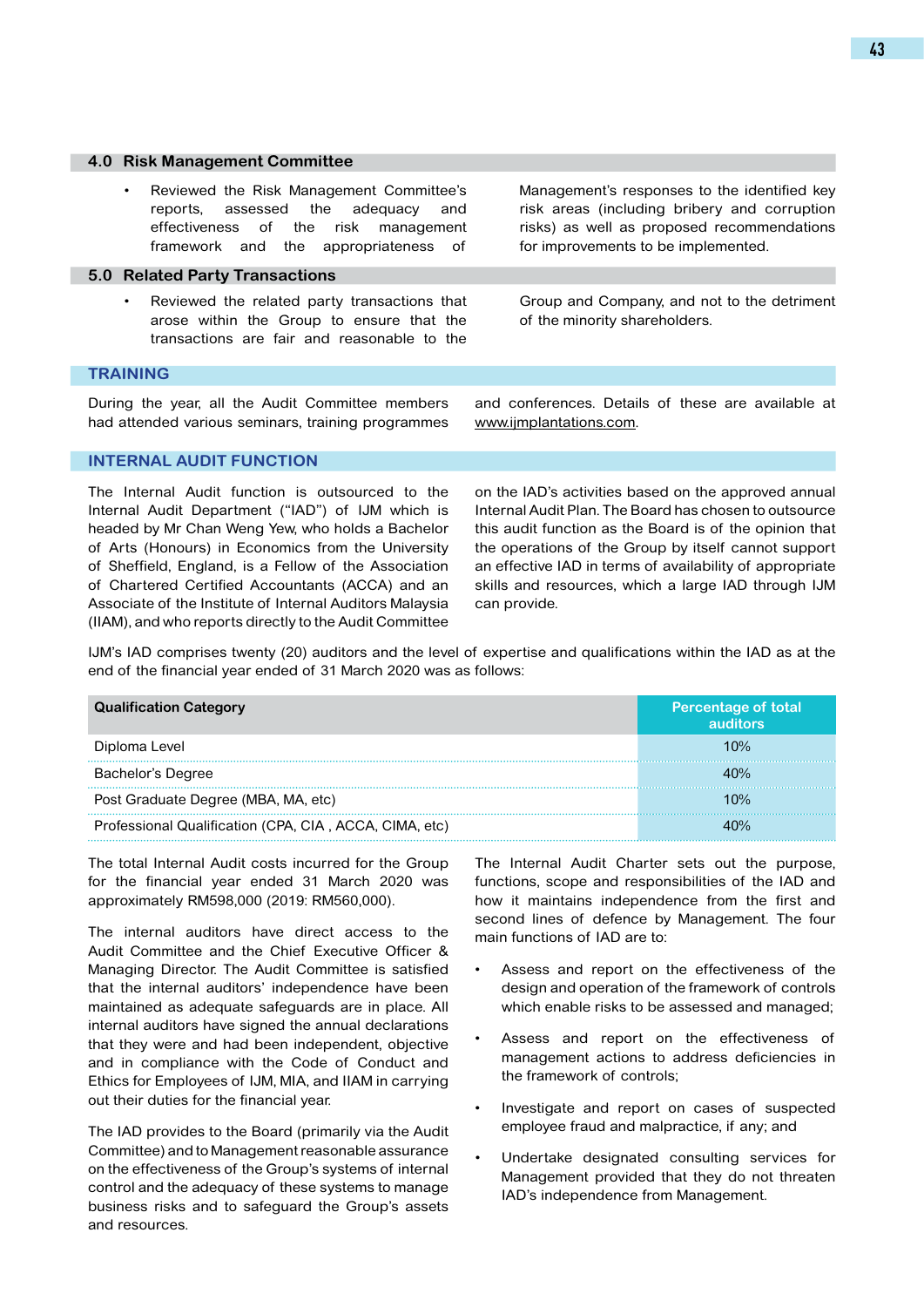### 4.0 Risk Management Committee

- Reviewed the Risk Management Committee's reports, assessed the adequacy and effectiveness of the risk management framework and the appropriateness of Management's responses to the identified key risk areas (including bribery and corruption risks) as well as proposed recommendations for improvements to be implemented.

### 5.0 Related Party Transactions

- Reviewed the related party transactions that arose within the Group to ensure that the transactions are fair and reasonable to the Group and Company, and not to the detriment of the minority shareholders.

## TRAINING

During the year, all the Audit Committee members had attended various seminars, training programmes and conferences. Details of these are available at www.ijmplantations.com.

## INTERNAL AUDIT FUNCTION

The Internal Audit function is outsourced to the Internal Audit Department ("IAD") of IJM which is headed by Mr Chan Weng Yew, who holds a Bachelor of Arts (Honours) in Economics from the University of Sheffield, England, is a Fellow of the Association of Chartered Certified Accountants (ACCA) and an Associate of the Institute of Internal Auditors Malaysia (IIAM), and who reports directly to the Audit Committee on the IAD's activities based on the approved annual Internal Audit Plan. The Board has chosen to outsource this audit function as the Board is of the opinion that the operations of the Group by itself cannot support an effective IAD in terms of availability of appropriate skills and resources, which a large IAD through IJM can provide.

IJM's IAD comprises twenty (20) auditors and the level of expertise and qualifications within the IAD as at the end of the financial year ended of 31 March 2020 was as follows:

| Qualification Category | Percentage of total auditors |
|---|---|
| Diploma Level | 10% |
| Bachelor's Degree | 40% |
| Post Graduate Degree (MBA, MA, etc) | 10% |
| Professional Qualification (CPA, CIA , ACCA, CIMA, etc) | 40% |

The total Internal Audit costs incurred for the Group for the financial year ended 31 March 2020 was approximately RM598,000 (2019: RM560,000).

The internal auditors have direct access to the Audit Committee and the Chief Executive Officer & Managing Director. The Audit Committee is satisfied that the internal auditors' independence have been maintained as adequate safeguards are in place. All internal auditors have signed the annual declarations that they were and had been independent, objective and in compliance with the Code of Conduct and Ethics for Employees of IJM, MIA, and IIAM in carrying out their duties for the financial year.

The IAD provides to the Board (primarily via the Audit Committee) and to Management reasonable assurance on the effectiveness of the Group's systems of internal control and the adequacy of these systems to manage business risks and to safeguard the Group's assets and resources.

The Internal Audit Charter sets out the purpose, functions, scope and responsibilities of the IAD and how it maintains independence from the first and second lines of defence by Management. The four main functions of IAD are to:

- Assess and report on the effectiveness of the design and operation of the framework of controls which enable risks to be assessed and managed;
- Assess and report on the effectiveness of management actions to address deficiencies in the framework of controls;
- Investigate and report on cases of suspected employee fraud and malpractice, if any; and
- Undertake designated consulting services for Management provided that they do not threaten IAD's independence from Management.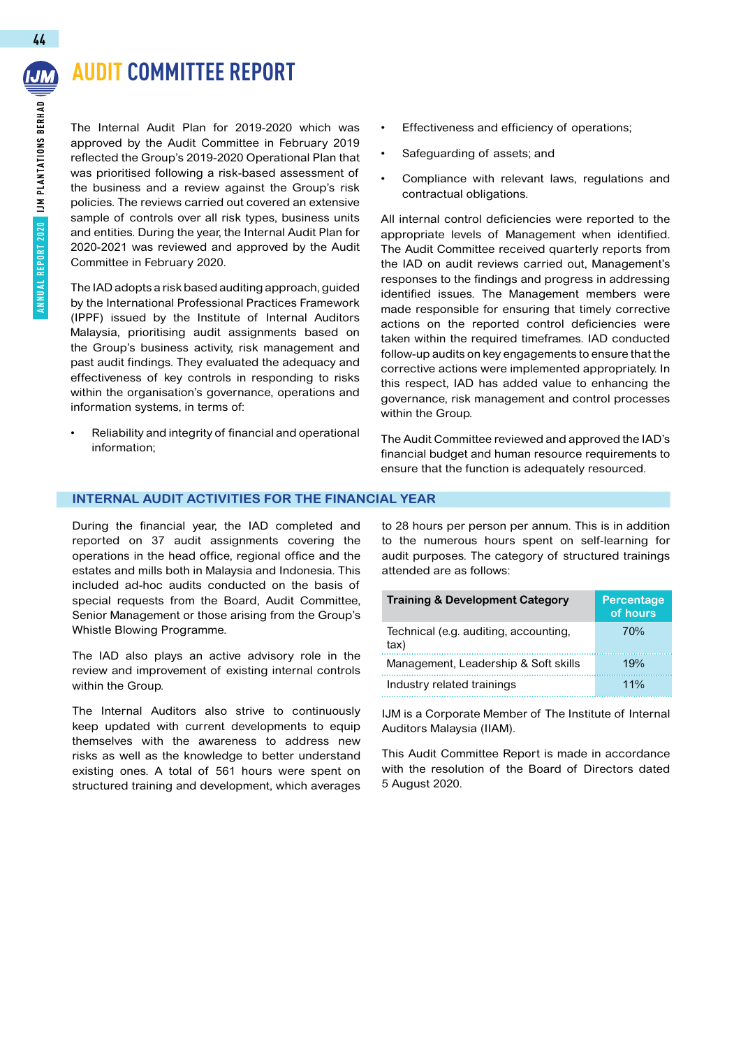# AUDIT COMMITTEE REPORT

The Internal Audit Plan for 2019-2020 which was approved by the Audit Committee in February 2019 reflected the Group's 2019-2020 Operational Plan that was prioritised following a risk-based assessment of the business and a review against the Group's risk policies. The reviews carried out covered an extensive sample of controls over all risk types, business units and entities. During the year, the Internal Audit Plan for 2020-2021 was reviewed and approved by the Audit Committee in February 2020.

The IAD adopts a risk based auditing approach, guided by the International Professional Practices Framework (IPPF) issued by the Institute of Internal Auditors Malaysia, prioritising audit assignments based on the Group's business activity, risk management and past audit findings. They evaluated the adequacy and effectiveness of key controls in responding to risks within the organisation's governance, operations and information systems, in terms of:

- Reliability and integrity of financial and operational information;
- Effectiveness and efficiency of operations;
- Safeguarding of assets; and
- Compliance with relevant laws, regulations and contractual obligations.

All internal control deficiencies were reported to the appropriate levels of Management when identified. The Audit Committee received quarterly reports from the IAD on audit reviews carried out, Management's responses to the findings and progress in addressing identified issues. The Management members were made responsible for ensuring that timely corrective actions on the reported control deficiencies were taken within the required timeframes. IAD conducted follow-up audits on key engagements to ensure that the corrective actions were implemented appropriately. In this respect, IAD has added value to enhancing the governance, risk management and control processes within the Group.

The Audit Committee reviewed and approved the IAD's financial budget and human resource requirements to ensure that the function is adequately resourced.

## INTERNAL AUDIT ACTIVITIES FOR THE FINANCIAL YEAR

During the financial year, the IAD completed and reported on 37 audit assignments covering the operations in the head office, regional office and the estates and mills both in Malaysia and Indonesia. This included ad-hoc audits conducted on the basis of special requests from the Board, Audit Committee, Senior Management or those arising from the Group's Whistle Blowing Programme.

The IAD also plays an active advisory role in the review and improvement of existing internal controls within the Group.

The Internal Auditors also strive to continuously keep updated with current developments to equip themselves with the awareness to address new risks as well as the knowledge to better understand existing ones. A total of 561 hours were spent on structured training and development, which averages to 28 hours per person per annum. This is in addition to the numerous hours spent on self-learning for audit purposes. The category of structured trainings attended are as follows:

| Training & Development Category | Percentage of hours |
|---|---|
| Technical (e.g. auditing, accounting, tax) | 70% |
| Management, Leadership & Soft skills | 19% |
| Industry related trainings | 11% |

IJM is a Corporate Member of The Institute of Internal Auditors Malaysia (IIAM).

This Audit Committee Report is made in accordance with the resolution of the Board of Directors dated 5 August 2020.